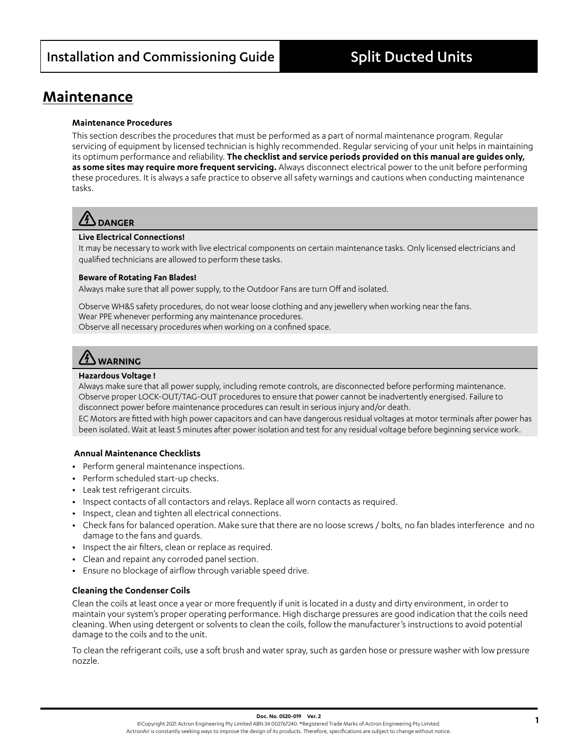# Maintenance

### Maintenance Procedures

This section describes the procedures that must be performed as a part of normal maintenance program. Regular servicing of equipment by licensed technician is highly recommended. Regular servicing of your unit helps in maintaining its optimum performance and reliability. **The checklist and service periods provided on this manual are guides only, as some sites may require more frequent servicing.** Always disconnect electrical power to the unit before performing these procedures. It is always a safe practice to observe all safety warnings and cautions when conducting maintenance tasks.

> **DANGER**
>
> **Live Electrical Connections!**
> It may be necessary to work with live electrical components on certain maintenance tasks. Only licensed electricians and qualified technicians are allowed to perform these tasks.
>
> **Beware of Rotating Fan Blades!**
> Always make sure that all power supply, to the Outdoor Fans are turn Off and isolated.
>
> Observe WH&S safety procedures, do not wear loose clothing and any jewellery when working near the fans.
> Wear PPE whenever performing any maintenance procedures.
> Observe all necessary procedures when working on a confined space.

> **WARNING**
>
> **Hazardous Voltage !**
> Always make sure that all power supply, including remote controls, are disconnected before performing maintenance. Observe proper LOCK-OUT/TAG-OUT procedures to ensure that power cannot be inadvertently energised. Failure to disconnect power before maintenance procedures can result in serious injury and/or death.
> EC Motors are fitted with high power capacitors and can have dangerous residual voltages at motor terminals after power has been isolated. Wait at least 5 minutes after power isolation and test for any residual voltage before beginning service work.

### Annual Maintenance Checklists

- Perform general maintenance inspections.
- Perform scheduled start-up checks.
- Leak test refrigerant circuits.
- Inspect contacts of all contactors and relays. Replace all worn contacts as required.
- Inspect, clean and tighten all electrical connections.
- Check fans for balanced operation. Make sure that there are no loose screws / bolts, no fan blades interference and no damage to the fans and guards.
- Inspect the air filters, clean or replace as required.
- Clean and repaint any corroded panel section.
- Ensure no blockage of airflow through variable speed drive.

### Cleaning the Condenser Coils

Clean the coils at least once a year or more frequently if unit is located in a dusty and dirty environment, in order to maintain your system's proper operating performance. High discharge pressures are good indication that the coils need cleaning. When using detergent or solvents to clean the coils, follow the manufacturer's instructions to avoid potential damage to the coils and to the unit.

To clean the refrigerant coils, use a soft brush and water spray, such as garden hose or pressure washer with low pressure nozzle.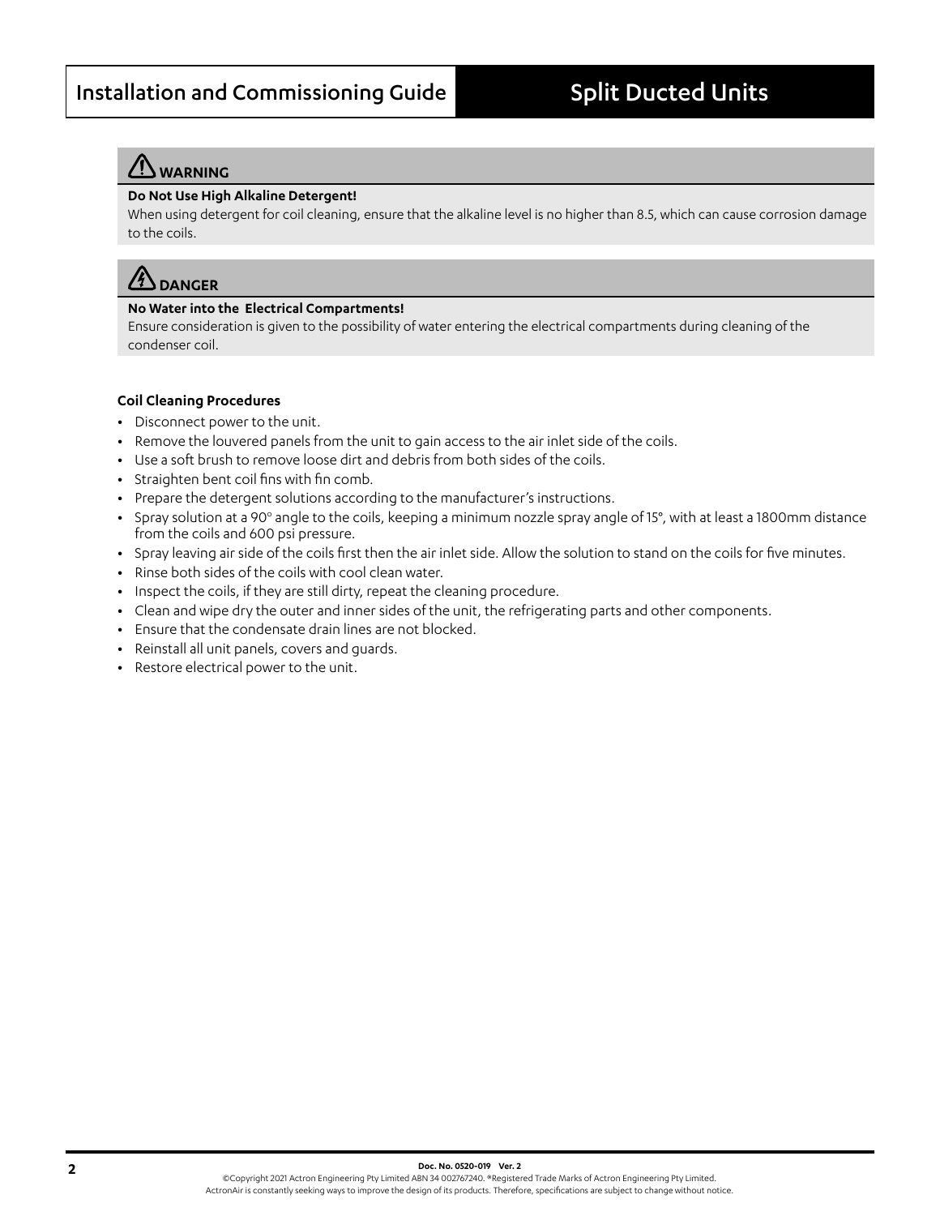## ⚠ WARNING

**Do Not Use High Alkaline Detergent!**

When using detergent for coil cleaning, ensure that the alkaline level is no higher than 8.5, which can cause corrosion damage to the coils.

## ⚠ DANGER

**No Water into the Electrical Compartments!**

Ensure consideration is given to the possibility of water entering the electrical compartments during cleaning of the condenser coil.

**Coil Cleaning Procedures**

- Disconnect power to the unit.
- Remove the louvered panels from the unit to gain access to the air inlet side of the coils.
- Use a soft brush to remove loose dirt and debris from both sides of the coils.
- Straighten bent coil fins with fin comb.
- Prepare the detergent solutions according to the manufacturer's instructions.
- Spray solution at a 90° angle to the coils, keeping a minimum nozzle spray angle of 15°, with at least a 1800mm distance from the coils and 600 psi pressure.
- Spray leaving air side of the coils first then the air inlet side. Allow the solution to stand on the coils for five minutes.
- Rinse both sides of the coils with cool clean water.
- Inspect the coils, if they are still dirty, repeat the cleaning procedure.
- Clean and wipe dry the outer and inner sides of the unit, the refrigerating parts and other components.
- Ensure that the condensate drain lines are not blocked.
- Reinstall all unit panels, covers and guards.
- Restore electrical power to the unit.